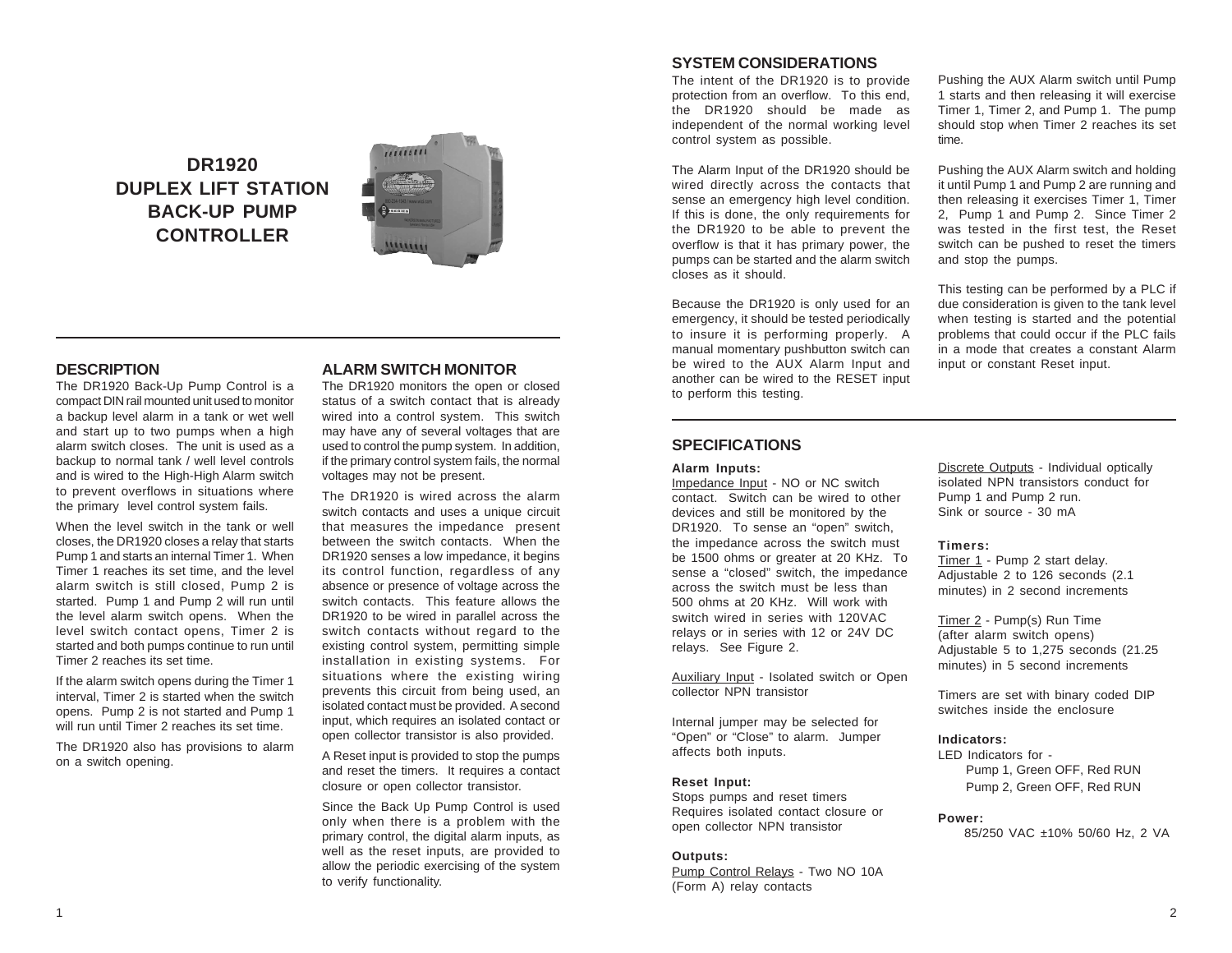# DR1920
# DUPLEX LIFT STATION BACK-UP PUMP CONTROLLER

## DESCRIPTION

The DR1920 Back-Up Pump Control is a compact DIN rail mounted unit used to monitor a backup level alarm in a tank or wet well and start up to two pumps when a high alarm switch closes. The unit is used as a backup to normal tank / well level controls and is wired to the High-High Alarm switch to prevent overflows in situations where the primary level control system fails.

When the level switch in the tank or well closes, the DR1920 closes a relay that starts Pump 1 and starts an internal Timer 1. When Timer 1 reaches its set time, and the level alarm switch is still closed, Pump 2 is started. Pump 1 and Pump 2 will run until the level alarm switch opens. When the level switch contact opens, Timer 2 is started and both pumps continue to run until Timer 2 reaches its set time.

If the alarm switch opens during the Timer 1 interval, Timer 2 is started when the switch opens. Pump 2 is not started and Pump 1 will run until Timer 2 reaches its set time.

The DR1920 also has provisions to alarm on a switch opening.

## ALARM SWITCH MONITOR

The DR1920 monitors the open or closed status of a switch contact that is already wired into a control system. This switch may have any of several voltages that are used to control the pump system. In addition, if the primary control system fails, the normal voltages may not be present.

The DR1920 is wired across the alarm switch contacts and uses a unique circuit that measures the impedance present between the switch contacts. When the DR1920 senses a low impedance, it begins its control function, regardless of any absence or presence of voltage across the switch contacts. This feature allows the DR1920 to be wired in parallel across the switch contacts without regard to the existing control system, permitting simple installation in existing systems. For situations where the existing wiring prevents this circuit from being used, an isolated contact must be provided. A second input, which requires an isolated contact or open collector transistor is also provided.

A Reset input is provided to stop the pumps and reset the timers. It requires a contact closure or open collector transistor.

Since the Back Up Pump Control is used only when there is a problem with the primary control, the digital alarm inputs, as well as the reset inputs, are provided to allow the periodic exercising of the system to verify functionality.

## SYSTEM CONSIDERATIONS

The intent of the DR1920 is to provide protection from an overflow. To this end, the DR1920 should be made as independent of the normal working level control system as possible.

The Alarm Input of the DR1920 should be wired directly across the contacts that sense an emergency high level condition. If this is done, the only requirements for the DR1920 to be able to prevent the overflow is that it has primary power, the pumps can be started and the alarm switch closes as it should.

Because the DR1920 is only used for an emergency, it should be tested periodically to insure it is performing properly. A manual momentary pushbutton switch can be wired to the AUX Alarm Input and another can be wired to the RESET input to perform this testing.

Pushing the AUX Alarm switch until Pump 1 starts and then releasing it will exercise Timer 1, Timer 2, and Pump 1. The pump should stop when Timer 2 reaches its set time.

Pushing the AUX Alarm switch and holding it until Pump 1 and Pump 2 are running and then releasing it exercises Timer 1, Timer 2, Pump 1 and Pump 2. Since Timer 2 was tested in the first test, the Reset switch can be pushed to reset the timers and stop the pumps.

This testing can be performed by a PLC if due consideration is given to the tank level when testing is started and the potential problems that could occur if the PLC fails in a mode that creates a constant Alarm input or constant Reset input.

## SPECIFICATIONS

**Alarm Inputs:**

Impedance Input - NO or NC switch contact. Switch can be wired to other devices and still be monitored by the DR1920. To sense an "open" switch, the impedance across the switch must be 1500 ohms or greater at 20 KHz. To sense a "closed" switch, the impedance across the switch must be less than 500 ohms at 20 KHz. Will work with switch wired in series with 120VAC relays or in series with 12 or 24V DC relays. See Figure 2.

Auxiliary Input - Isolated switch or Open collector NPN transistor

Internal jumper may be selected for "Open" or "Close" to alarm. Jumper affects both inputs.

**Reset Input:**

Stops pumps and reset timers
Requires isolated contact closure or open collector NPN transistor

**Outputs:**

Pump Control Relays - Two NO 10A (Form A) relay contacts

Discrete Outputs - Individual optically isolated NPN transistors conduct for Pump 1 and Pump 2 run.
Sink or source - 30 mA

**Timers:**

Timer 1 - Pump 2 start delay.
Adjustable 2 to 126 seconds (2.1 minutes) in 2 second increments

Timer 2 - Pump(s) Run Time (after alarm switch opens)
Adjustable 5 to 1,275 seconds (21.25 minutes) in 5 second increments

Timers are set with binary coded DIP switches inside the enclosure

**Indicators:**

LED Indicators for -
- Pump 1, Green OFF, Red RUN
- Pump 2, Green OFF, Red RUN

**Power:**

85/250 VAC ±10% 50/60 Hz, 2 VA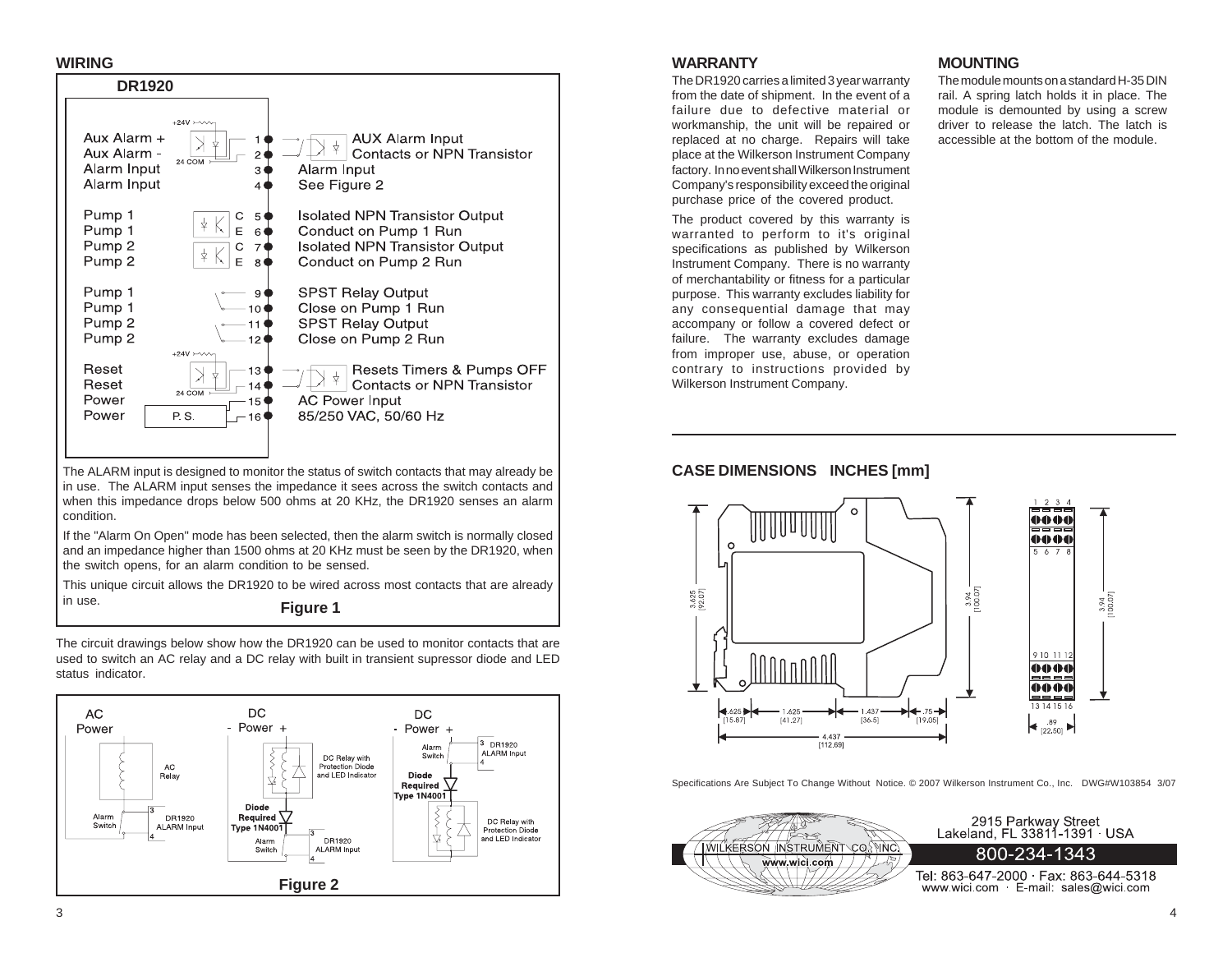## WIRING

### DR1920

Aux Alarm + 1 — AUX Alarm Input
Aux Alarm - 2 — Contacts or NPN Transistor
Alarm Input 3 — Alarm Input
Alarm Input 4 — See Figure 2

+24V
24 COM

Pump 1 C 5 — Isolated NPN Transistor Output
Pump 1 E 6 — Conduct on Pump 1 Run
Pump 2 C 7 — Isolated NPN Transistor Output
Pump 2 E 8 — Conduct on Pump 2 Run

Pump 1 9 — SPST Relay Output
Pump 1 10 — Close on Pump 1 Run
Pump 2 11 — SPST Relay Output
Pump 2 12 — Close on Pump 2 Run

Reset 13 — Resets Timers & Pumps OFF
Reset 14 — Contacts or NPN Transistor
Power 15 — AC Power Input
Power 16 — 85/250 VAC, 50/60 Hz

P. S.

The ALARM input is designed to monitor the status of switch contacts that may already be in use. The ALARM input senses the impedance it sees across the switch contacts and when this impedance drops below 500 ohms at 20 KHz, the DR1920 senses an alarm condition.

If the "Alarm On Open" mode has been selected, then the alarm switch is normally closed and an impedance higher than 1500 ohms at 20 KHz must be seen by the DR1920, when the switch opens, for an alarm condition to be sensed.

This unique circuit allows the DR1920 to be wired across most contacts that are already in use.

**Figure 1**

The circuit drawings below show how the DR1920 can be used to monitor contacts that are used to switch an AC relay and a DC relay with built in transient supressor diode and LED status indicator.

AC Power
AC Relay
Alarm Switch
3
4
DR1920 ALARM Input

DC - Power +
DC Relay with Protection Diode and LED Indicator
Diode Required Type 1N4001
Alarm Switch
3
4
DR1920 ALARM Input

DC - Power +
Alarm Switch
3
4
DR1920 ALARM Input
Diode Required Type 1N4001
DC Relay with Protection Diode and LED Indicator

**Figure 2**

## WARRANTY

The DR1920 carries a limited 3 year warranty from the date of shipment. In the event of a failure due to defective material or workmanship, the unit will be repaired or replaced at no charge. Repairs will take place at the Wilkerson Instrument Company factory. In no event shall Wilkerson Instrument Company's responsibility exceed the original purchase price of the covered product.

The product covered by this warranty is warranted to perform to it's original specifications as published by Wilkerson Instrument Company. There is no warranty of merchantability or fitness for a particular purpose. This warranty excludes liability for any consequential damage that may accompany or follow a covered defect or failure. The warranty excludes damage from improper use, abuse, or operation contrary to instructions provided by Wilkerson Instrument Company.

## MOUNTING

The module mounts on a standard H-35 DIN rail. A spring latch holds it in place. The module is demounted by using a screw driver to release the latch. The latch is accessible at the bottom of the module.

## CASE DIMENSIONS INCHES [mm]

3.625 [92.07]
3.94 [100.07]
.625 [15.87]
1.625 [41.27]
1.437 [36.5]
.75 [19.05]
4.437 [112.69]
1 2 3 4
5 6 7 8
9 10 11 12
13 14 15 16
3.94 [100.07]
.89 [22.50]

Specifications Are Subject To Change Without Notice. © 2007 Wilkerson Instrument Co., Inc. DWG#W103854 3/07

WILKERSON INSTRUMENT CO., INC.
www.wici.com
2915 Parkway Street
Lakeland, FL 33811-1391 · USA
800-234-1343
Tel: 863-647-2000 · Fax: 863-644-5318
www.wici.com · E-mail: sales@wici.com